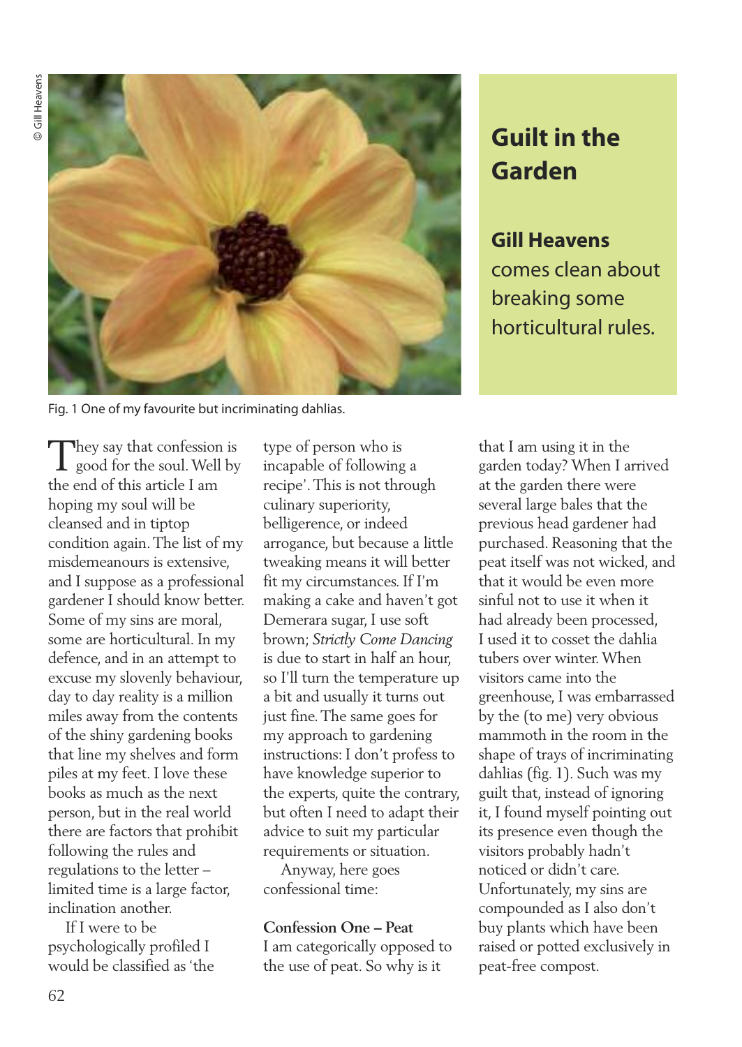# Guilt in the Garden

**Gill Heavens** comes clean about breaking some horticultural rules.

Fig. 1 One of my favourite but incriminating dahlias.

They say that confession is good for the soul. Well by the end of this article I am hoping my soul will be cleansed and in tiptop condition again. The list of my misdemeanours is extensive, and I suppose as a professional gardener I should know better. Some of my sins are moral, some are horticultural. In my defence, and in an attempt to excuse my slovenly behaviour, day to day reality is a million miles away from the contents of the shiny gardening books that line my shelves and form piles at my feet. I love these books as much as the next person, but in the real world there are factors that prohibit following the rules and regulations to the letter – limited time is a large factor, inclination another.

If I were to be psychologically profiled I would be classified as 'the type of person who is incapable of following a recipe'. This is not through culinary superiority, belligerence, or indeed arrogance, but because a little tweaking means it will better fit my circumstances. If I'm making a cake and haven't got Demerara sugar, I use soft brown; *Strictly Come Dancing* is due to start in half an hour, so I'll turn the temperature up a bit and usually it turns out just fine. The same goes for my approach to gardening instructions: I don't profess to have knowledge superior to the experts, quite the contrary, but often I need to adapt their advice to suit my particular requirements or situation.

Anyway, here goes confessional time:

**Confession One – Peat**

I am categorically opposed to the use of peat. So why is it that I am using it in the garden today? When I arrived at the garden there were several large bales that the previous head gardener had purchased. Reasoning that the peat itself was not wicked, and that it would be even more sinful not to use it when it had already been processed, I used it to cosset the dahlia tubers over winter. When visitors came into the greenhouse, I was embarrassed by the (to me) very obvious mammoth in the room in the shape of trays of incriminating dahlias (fig. 1). Such was my guilt that, instead of ignoring it, I found myself pointing out its presence even though the visitors probably hadn't noticed or didn't care. Unfortunately, my sins are compounded as I also don't buy plants which have been raised or potted exclusively in peat-free compost.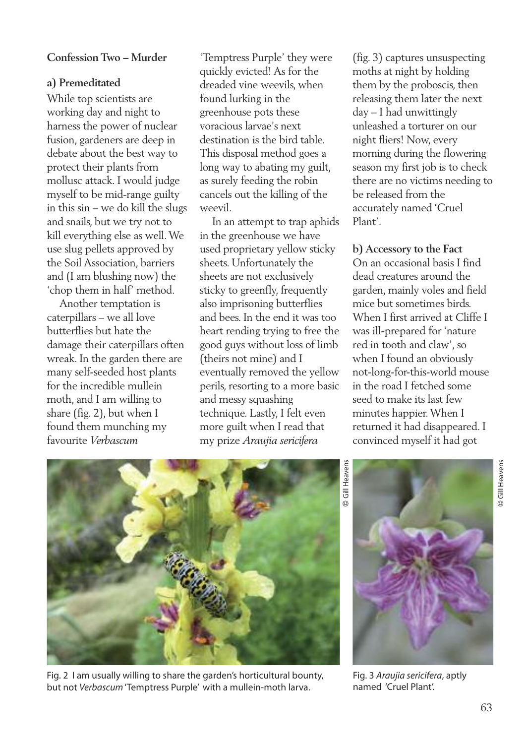**Confession Two – Murder**

**a) Premeditated**

While top scientists are working day and night to harness the power of nuclear fusion, gardeners are deep in debate about the best way to protect their plants from mollusc attack. I would judge myself to be mid-range guilty in this sin – we do kill the slugs and snails, but we try not to kill everything else as well. We use slug pellets approved by the Soil Association, barriers and (I am blushing now) the 'chop them in half' method.

Another temptation is caterpillars – we all love butterflies but hate the damage their caterpillars often wreak. In the garden there are many self-seeded host plants for the incredible mullein moth, and I am willing to share (fig. 2), but when I found them munching my favourite *Verbascum* 'Temptress Purple' they were quickly evicted! As for the dreaded vine weevils, when found lurking in the greenhouse pots these voracious larvae's next destination is the bird table. This disposal method goes a long way to abating my guilt, as surely feeding the robin cancels out the killing of the weevil.

In an attempt to trap aphids in the greenhouse we have used proprietary yellow sticky sheets. Unfortunately the sheets are not exclusively sticky to greenfly, frequently also imprisoning butterflies and bees. In the end it was too heart rending trying to free the good guys without loss of limb (theirs not mine) and I eventually removed the yellow perils, resorting to a more basic and messy squashing technique. Lastly, I felt even more guilt when I read that my prize *Araujia sericifera* (fig. 3) captures unsuspecting moths at night by holding them by the proboscis, then releasing them later the next day – I had unwittingly unleashed a torturer on our night fliers! Now, every morning during the flowering season my first job is to check there are no victims needing to be released from the accurately named 'Cruel Plant'.

**b) Accessory to the Fact**

On an occasional basis I find dead creatures around the garden, mainly voles and field mice but sometimes birds. When I first arrived at Cliffe I was ill-prepared for 'nature red in tooth and claw', so when I found an obviously not-long-for-this-world mouse in the road I fetched some seed to make its last few minutes happier. When I returned it had disappeared. I convinced myself it had got

© Gill Heavens

Fig. 2 I am usually willing to share the garden's horticultural bounty, but not *Verbascum* 'Temptress Purple' with a mullein-moth larva.

© Gill Heavens

Fig. 3 *Araujia sericifera*, aptly named 'Cruel Plant'.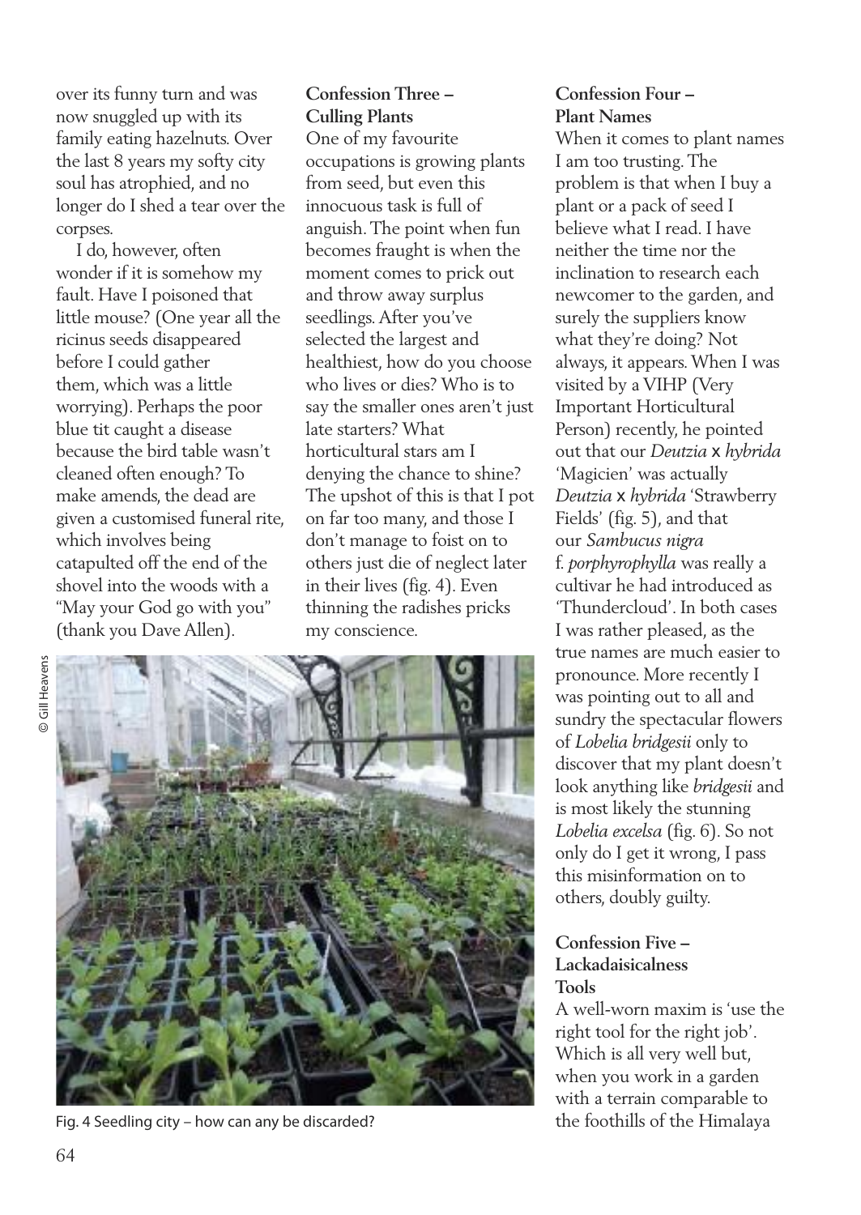over its funny turn and was now snuggled up with its family eating hazelnuts. Over the last 8 years my softy city soul has atrophied, and no longer do I shed a tear over the corpses.

I do, however, often wonder if it is somehow my fault. Have I poisoned that little mouse? (One year all the ricinus seeds disappeared before I could gather them, which was a little worrying). Perhaps the poor blue tit caught a disease because the bird table wasn't cleaned often enough? To make amends, the dead are given a customised funeral rite, which involves being catapulted off the end of the shovel into the woods with a "May your God go with you" (thank you Dave Allen).

### Confession Three – Culling Plants

One of my favourite occupations is growing plants from seed, but even this innocuous task is full of anguish. The point when fun becomes fraught is when the moment comes to prick out and throw away surplus seedlings. After you've selected the largest and healthiest, how do you choose who lives or dies? Who is to say the smaller ones aren't just late starters? What horticultural stars am I denying the chance to shine? The upshot of this is that I pot on far too many, and those I don't manage to foist on to others just die of neglect later in their lives (fig. 4). Even thinning the radishes pricks my conscience.

© Gill Heavens

Fig. 4 Seedling city – how can any be discarded?

### Confession Four – Plant Names

When it comes to plant names I am too trusting. The problem is that when I buy a plant or a pack of seed I believe what I read. I have neither the time nor the inclination to research each newcomer to the garden, and surely the suppliers know what they're doing? Not always, it appears. When I was visited by a VIHP (Very Important Horticultural Person) recently, he pointed out that our *Deutzia* x *hybrida* 'Magicien' was actually *Deutzia* x *hybrida* 'Strawberry Fields' (fig. 5), and that our *Sambucus nigra* f. *porphyrophylla* was really a cultivar he had introduced as 'Thundercloud'. In both cases I was rather pleased, as the true names are much easier to pronounce. More recently I was pointing out to all and sundry the spectacular flowers of *Lobelia bridgesii* only to discover that my plant doesn't look anything like *bridgesii* and is most likely the stunning *Lobelia excelsa* (fig. 6). So not only do I get it wrong, I pass this misinformation on to others, doubly guilty.

### Confession Five – Lackadaisicalness Tools

A well-worn maxim is 'use the right tool for the right job'. Which is all very well but, when you work in a garden with a terrain comparable to the foothills of the Himalaya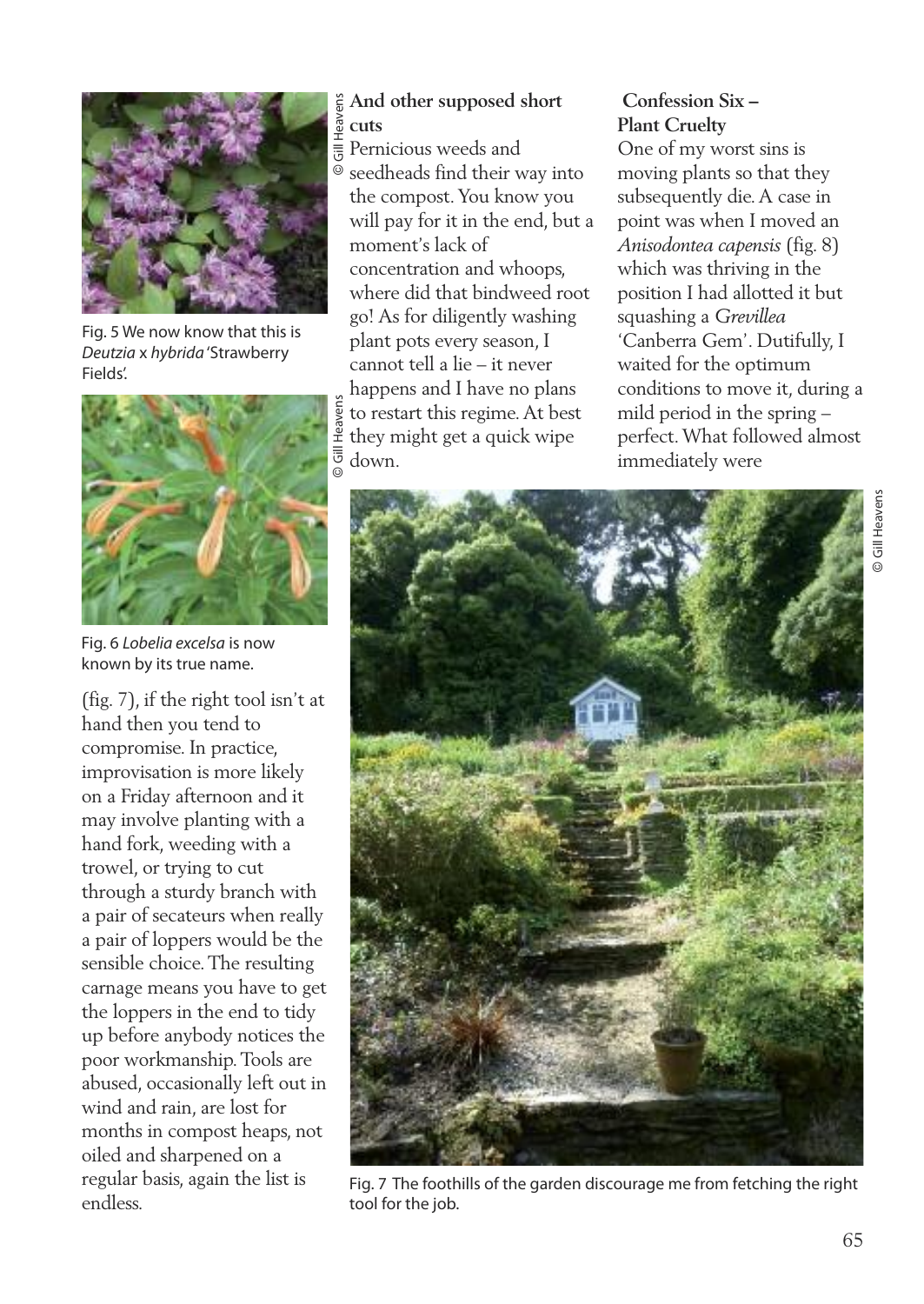Fig. 5 We now know that this is *Deutzia* x *hybrida* 'Strawberry Fields'.

Fig. 6 *Lobelia excelsa* is now known by its true name.

(fig. 7), if the right tool isn't at hand then you tend to compromise. In practice, improvisation is more likely on a Friday afternoon and it may involve planting with a hand fork, weeding with a trowel, or trying to cut through a sturdy branch with a pair of secateurs when really a pair of loppers would be the sensible choice. The resulting carnage means you have to get the loppers in the end to tidy up before anybody notices the poor workmanship. Tools are abused, occasionally left out in wind and rain, are lost for months in compost heaps, not oiled and sharpened on a regular basis, again the list is endless.

**And other supposed short cuts**

Pernicious weeds and seedheads find their way into the compost. You know you will pay for it in the end, but a moment's lack of concentration and whoops, where did that bindweed root go! As for diligently washing plant pots every season, I cannot tell a lie – it never happens and I have no plans to restart this regime. At best they might get a quick wipe down.

**Confession Six – Plant Cruelty**

One of my worst sins is moving plants so that they subsequently die. A case in point was when I moved an *Anisodontea capensis* (fig. 8) which was thriving in the position I had allotted it but squashing a *Grevillea* 'Canberra Gem'. Dutifully, I waited for the optimum conditions to move it, during a mild period in the spring – perfect. What followed almost immediately were

Fig. 7 The foothills of the garden discourage me from fetching the right tool for the job.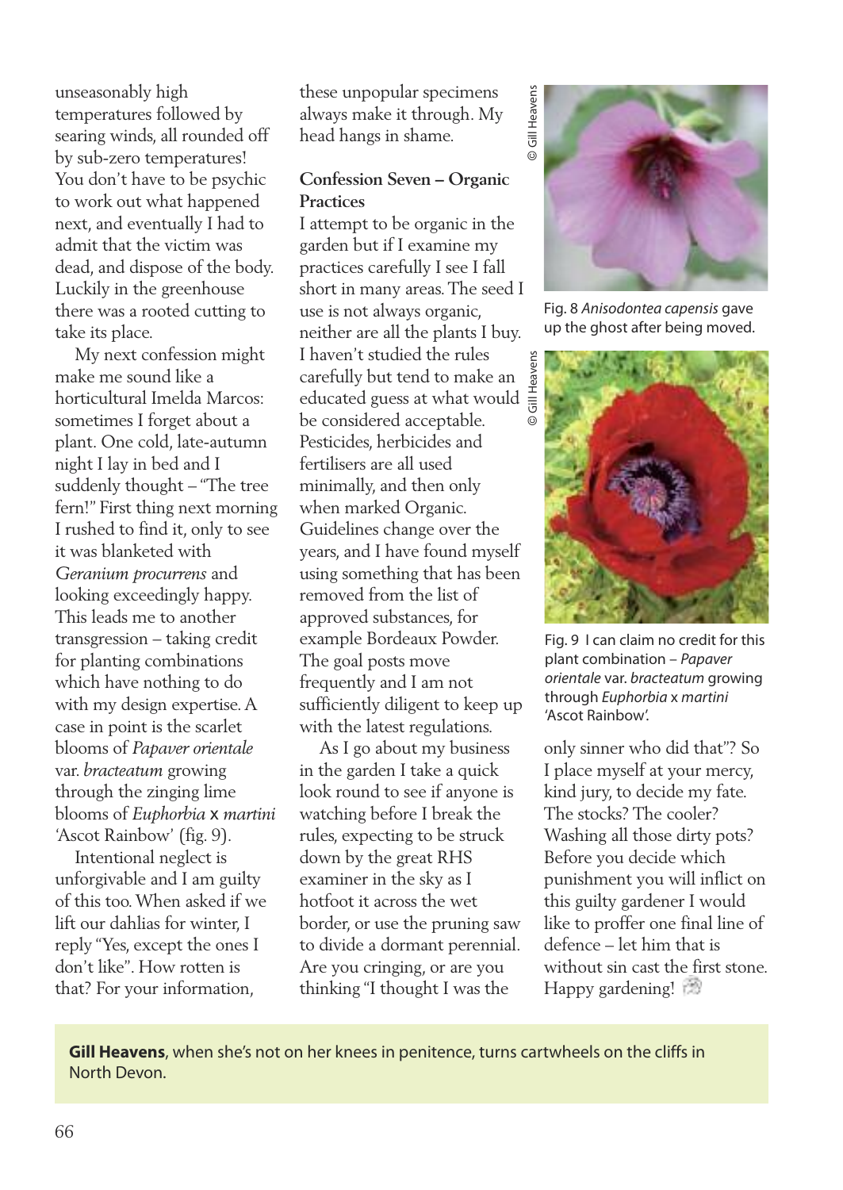unseasonably high temperatures followed by searing winds, all rounded off by sub-zero temperatures! You don't have to be psychic to work out what happened next, and eventually I had to admit that the victim was dead, and dispose of the body. Luckily in the greenhouse there was a rooted cutting to take its place.

My next confession might make me sound like a horticultural Imelda Marcos: sometimes I forget about a plant. One cold, late-autumn night I lay in bed and I suddenly thought – "The tree fern!" First thing next morning I rushed to find it, only to see it was blanketed with *Geranium procurrens* and looking exceedingly happy. This leads me to another transgression – taking credit for planting combinations which have nothing to do with my design expertise. A case in point is the scarlet blooms of *Papaver orientale* var. *bracteatum* growing through the zinging lime blooms of *Euphorbia* x *martini* 'Ascot Rainbow' (fig. 9).

Intentional neglect is unforgivable and I am guilty of this too. When asked if we lift our dahlias for winter, I reply "Yes, except the ones I don't like". How rotten is that? For your information, these unpopular specimens always make it through. My head hangs in shame.

**Confession Seven – Organic Practices**

I attempt to be organic in the garden but if I examine my practices carefully I see I fall short in many areas. The seed I use is not always organic, neither are all the plants I buy. I haven't studied the rules carefully but tend to make an educated guess at what would be considered acceptable. Pesticides, herbicides and fertilisers are all used minimally, and then only when marked Organic. Guidelines change over the years, and I have found myself using something that has been removed from the list of approved substances, for example Bordeaux Powder. The goal posts move frequently and I am not sufficiently diligent to keep up with the latest regulations.

As I go about my business in the garden I take a quick look round to see if anyone is watching before I break the rules, expecting to be struck down by the great RHS examiner in the sky as I hotfoot it across the wet border, or use the pruning saw to divide a dormant perennial. Are you cringing, or are you thinking "I thought I was the only sinner who did that"? So I place myself at your mercy, kind jury, to decide my fate. The stocks? The cooler? Washing all those dirty pots? Before you decide which punishment you will inflict on this guilty gardener I would like to proffer one final line of defence – let him that is without sin cast the first stone. Happy gardening!

© Gill Heavens

Fig. 8 *Anisodontea capensis* gave up the ghost after being moved.

© Gill Heavens

Fig. 9 I can claim no credit for this plant combination – *Papaver orientale* var. *bracteatum* growing through *Euphorbia* x *martini* 'Ascot Rainbow'.

**Gill Heavens**, when she's not on her knees in penitence, turns cartwheels on the cliffs in North Devon.